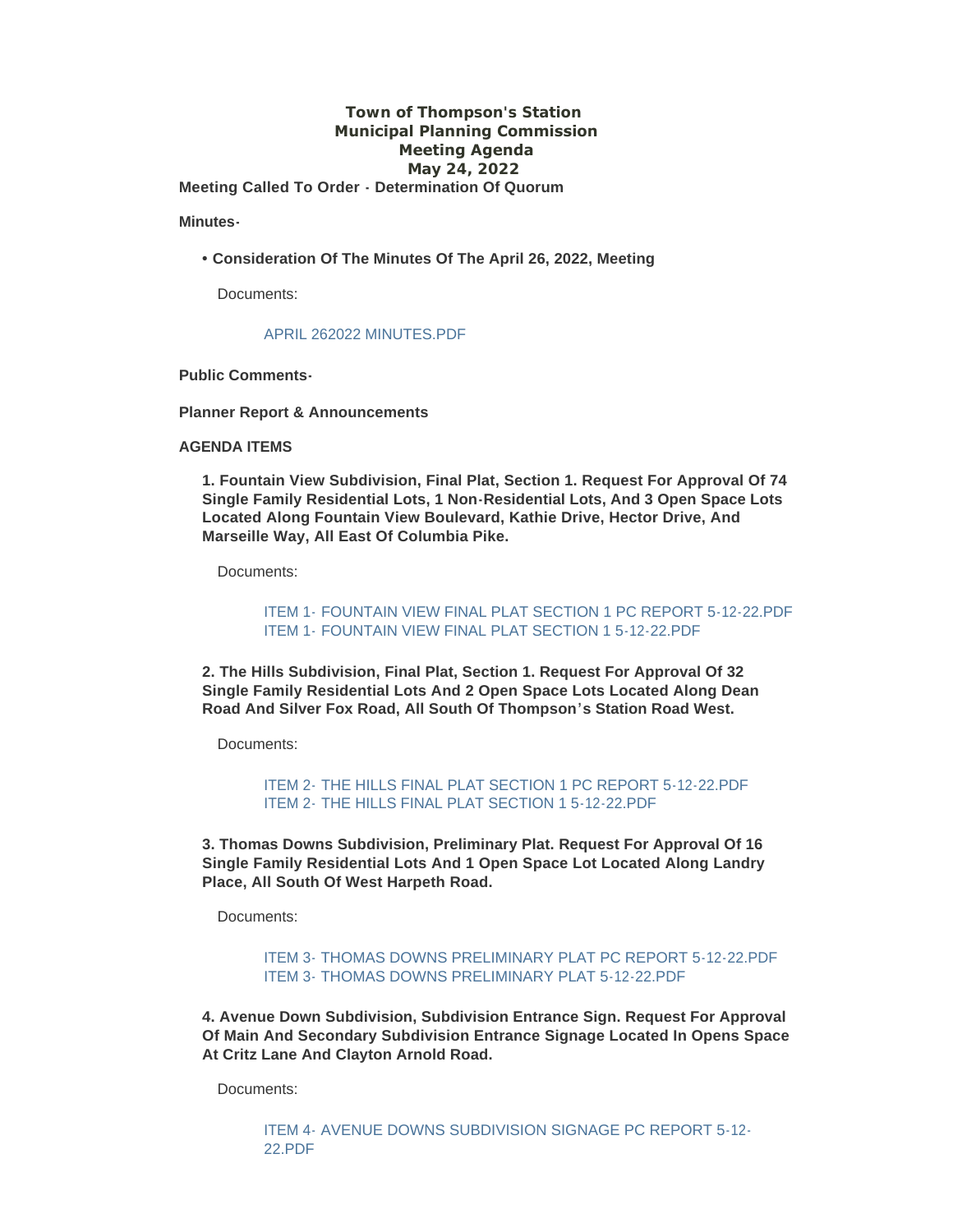# Town of Thompson's Station
## Municipal Planning Commission
## Meeting Agenda
## May 24, 2022

**Meeting Called To Order - Determination Of Quorum**

**Minutes-**

- **Consideration Of The Minutes Of The April 26, 2022, Meeting**

  Documents:

  APRIL 262022 MINUTES.PDF

**Public Comments-**

**Planner Report & Announcements**

**AGENDA ITEMS**

**1. Fountain View Subdivision, Final Plat, Section 1. Request For Approval Of 74 Single Family Residential Lots, 1 Non-Residential Lots, And 3 Open Space Lots Located Along Fountain View Boulevard, Kathie Drive, Hector Drive, And Marseille Way, All East Of Columbia Pike.**

Documents:

ITEM 1- FOUNTAIN VIEW FINAL PLAT SECTION 1 PC REPORT 5-12-22.PDF
ITEM 1- FOUNTAIN VIEW FINAL PLAT SECTION 1 5-12-22.PDF

**2. The Hills Subdivision, Final Plat, Section 1. Request For Approval Of 32 Single Family Residential Lots And 2 Open Space Lots Located Along Dean Road And Silver Fox Road, All South Of Thompson's Station Road West.**

Documents:

ITEM 2- THE HILLS FINAL PLAT SECTION 1 PC REPORT 5-12-22.PDF
ITEM 2- THE HILLS FINAL PLAT SECTION 1 5-12-22.PDF

**3. Thomas Downs Subdivision, Preliminary Plat. Request For Approval Of 16 Single Family Residential Lots And 1 Open Space Lot Located Along Landry Place, All South Of West Harpeth Road.**

Documents:

ITEM 3- THOMAS DOWNS PRELIMINARY PLAT PC REPORT 5-12-22.PDF
ITEM 3- THOMAS DOWNS PRELIMINARY PLAT 5-12-22.PDF

**4. Avenue Down Subdivision, Subdivision Entrance Sign. Request For Approval Of Main And Secondary Subdivision Entrance Signage Located In Opens Space At Critz Lane And Clayton Arnold Road.**

Documents:

ITEM 4- AVENUE DOWNS SUBDIVISION SIGNAGE PC REPORT 5-12-22.PDF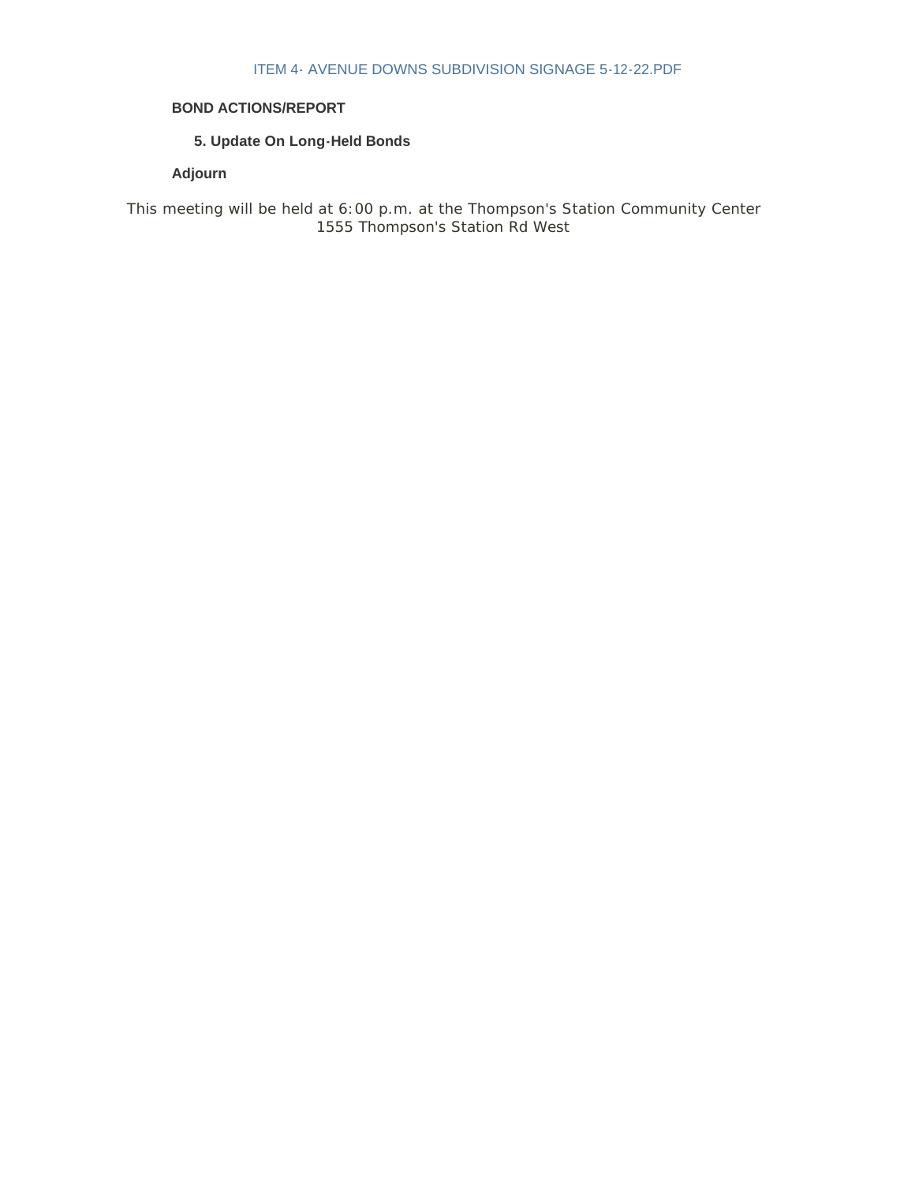ITEM 4- AVENUE DOWNS SUBDIVISION SIGNAGE 5-12-22.PDF

**BOND ACTIONS/REPORT**

**5. Update On Long-Held Bonds**

**Adjourn**

This meeting will be held at 6:00 p.m. at the Thompson's Station Community Center
1555 Thompson's Station Rd West